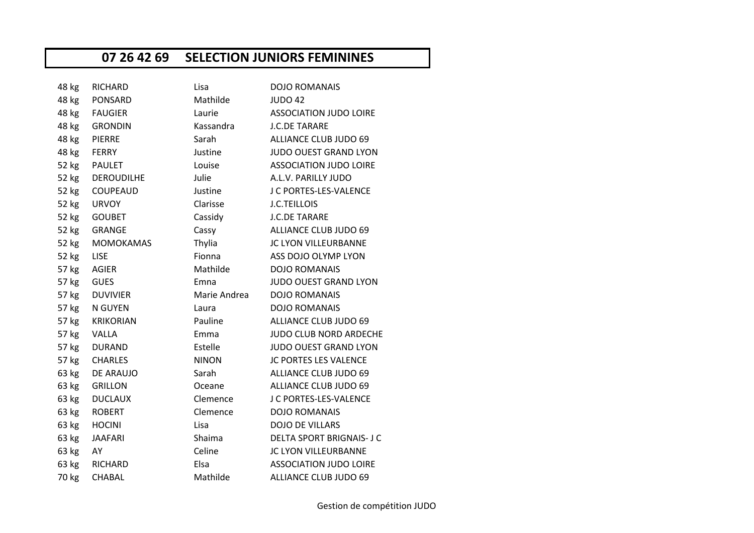# 07 26 42 69 SELECTION JUNIORS FEMININES

| | | | |
|---|---|---|---|
| 48 kg | RICHARD | Lisa | DOJO ROMANAIS |
| 48 kg | PONSARD | Mathilde | JUDO 42 |
| 48 kg | FAUGIER | Laurie | ASSOCIATION JUDO LOIRE |
| 48 kg | GRONDIN | Kassandra | J.C.DE TARARE |
| 48 kg | PIERRE | Sarah | ALLIANCE CLUB JUDO 69 |
| 48 kg | FERRY | Justine | JUDO OUEST GRAND LYON |
| 52 kg | PAULET | Louise | ASSOCIATION JUDO LOIRE |
| 52 kg | DEROUDILHE | Julie | A.L.V. PARILLY JUDO |
| 52 kg | COUPEAUD | Justine | J C PORTES-LES-VALENCE |
| 52 kg | URVOY | Clarisse | J.C.TEILLOIS |
| 52 kg | GOUBET | Cassidy | J.C.DE TARARE |
| 52 kg | GRANGE | Cassy | ALLIANCE CLUB JUDO 69 |
| 52 kg | MOMOKAMAS | Thylia | JC LYON VILLEURBANNE |
| 52 kg | LISE | Fionna | ASS DOJO OLYMP LYON |
| 57 kg | AGIER | Mathilde | DOJO ROMANAIS |
| 57 kg | GUES | Emna | JUDO OUEST GRAND LYON |
| 57 kg | DUVIVIER | Marie Andrea | DOJO ROMANAIS |
| 57 kg | N GUYEN | Laura | DOJO ROMANAIS |
| 57 kg | KRIKORIAN | Pauline | ALLIANCE CLUB JUDO 69 |
| 57 kg | VALLA | Emma | JUDO CLUB NORD ARDECHE |
| 57 kg | DURAND | Estelle | JUDO OUEST GRAND LYON |
| 57 kg | CHARLES | NINON | JC PORTES LES VALENCE |
| 63 kg | DE ARAUJO | Sarah | ALLIANCE CLUB JUDO 69 |
| 63 kg | GRILLON | Oceane | ALLIANCE CLUB JUDO 69 |
| 63 kg | DUCLAUX | Clemence | J C PORTES-LES-VALENCE |
| 63 kg | ROBERT | Clemence | DOJO ROMANAIS |
| 63 kg | HOCINI | Lisa | DOJO DE VILLARS |
| 63 kg | JAAFARI | Shaima | DELTA SPORT BRIGNAIS- J C |
| 63 kg | AY | Celine | JC LYON VILLEURBANNE |
| 63 kg | RICHARD | Elsa | ASSOCIATION JUDO LOIRE |
| 70 kg | CHABAL | Mathilde | ALLIANCE CLUB JUDO 69 |

Gestion de compétition JUDO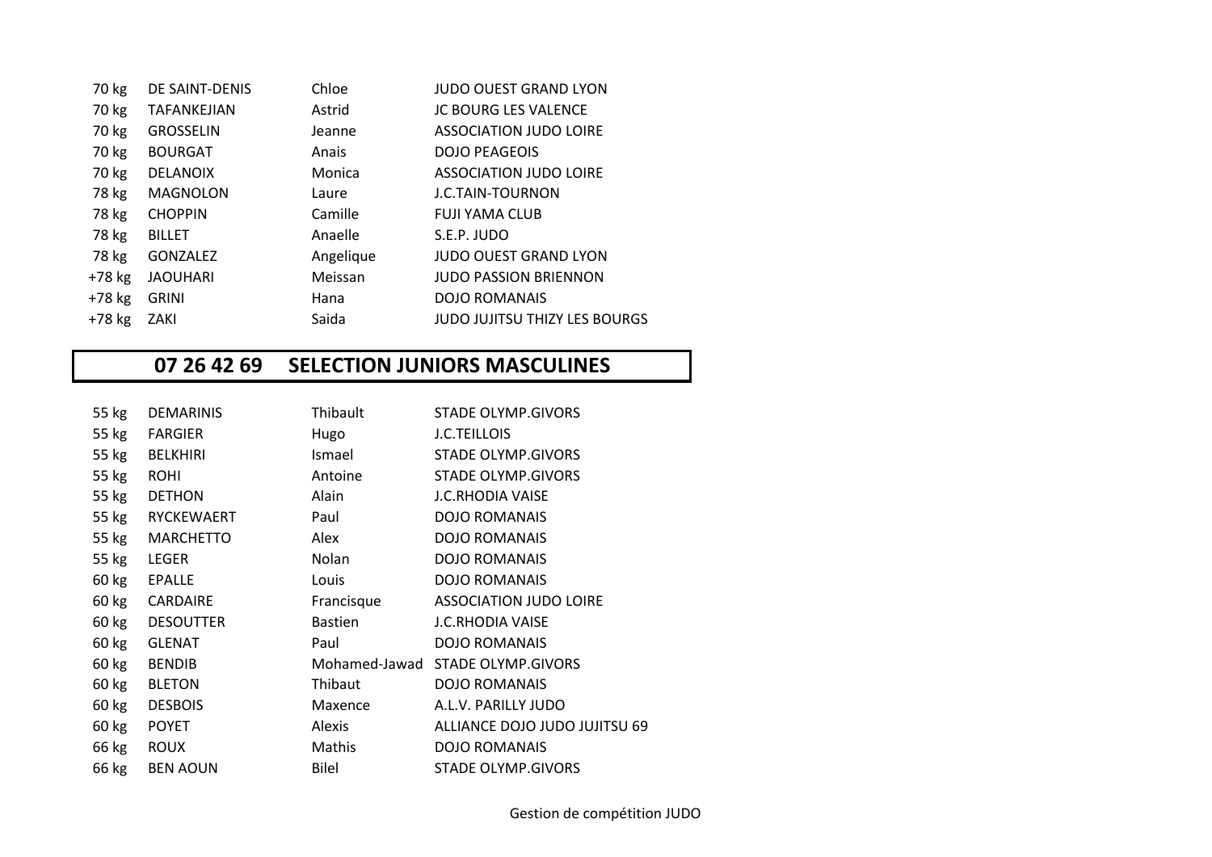| | | | |
|---|---|---|---|
| 70 kg | DE SAINT-DENIS | Chloe | JUDO OUEST GRAND LYON |
| 70 kg | TAFANKEJIAN | Astrid | JC BOURG LES VALENCE |
| 70 kg | GROSSELIN | Jeanne | ASSOCIATION JUDO LOIRE |
| 70 kg | BOURGAT | Anais | DOJO PEAGEOIS |
| 70 kg | DELANOIX | Monica | ASSOCIATION JUDO LOIRE |
| 78 kg | MAGNOLON | Laure | J.C.TAIN-TOURNON |
| 78 kg | CHOPPIN | Camille | FUJI YAMA CLUB |
| 78 kg | BILLET | Anaelle | S.E.P. JUDO |
| 78 kg | GONZALEZ | Angelique | JUDO OUEST GRAND LYON |
| +78 kg | JAOUHARI | Meissan | JUDO PASSION BRIENNON |
| +78 kg | GRINI | Hana | DOJO ROMANAIS |
| +78 kg | ZAKI | Saida | JUDO JUJITSU THIZY LES BOURGS |

## 07 26 42 69 SELECTION JUNIORS MASCULINES

| | | | |
|---|---|---|---|
| 55 kg | DEMARINIS | Thibault | STADE OLYMP.GIVORS |
| 55 kg | FARGIER | Hugo | J.C.TEILLOIS |
| 55 kg | BELKHIRI | Ismael | STADE OLYMP.GIVORS |
| 55 kg | ROHI | Antoine | STADE OLYMP.GIVORS |
| 55 kg | DETHON | Alain | J.C.RHODIA VAISE |
| 55 kg | RYCKEWAERT | Paul | DOJO ROMANAIS |
| 55 kg | MARCHETTO | Alex | DOJO ROMANAIS |
| 55 kg | LEGER | Nolan | DOJO ROMANAIS |
| 60 kg | EPALLE | Louis | DOJO ROMANAIS |
| 60 kg | CARDAIRE | Francisque | ASSOCIATION JUDO LOIRE |
| 60 kg | DESOUTTER | Bastien | J.C.RHODIA VAISE |
| 60 kg | GLENAT | Paul | DOJO ROMANAIS |
| 60 kg | BENDIB | Mohamed-Jawad | STADE OLYMP.GIVORS |
| 60 kg | BLETON | Thibaut | DOJO ROMANAIS |
| 60 kg | DESBOIS | Maxence | A.L.V. PARILLY JUDO |
| 60 kg | POYET | Alexis | ALLIANCE DOJO JUDO JUJITSU 69 |
| 66 kg | ROUX | Mathis | DOJO ROMANAIS |
| 66 kg | BEN AOUN | Bilel | STADE OLYMP.GIVORS |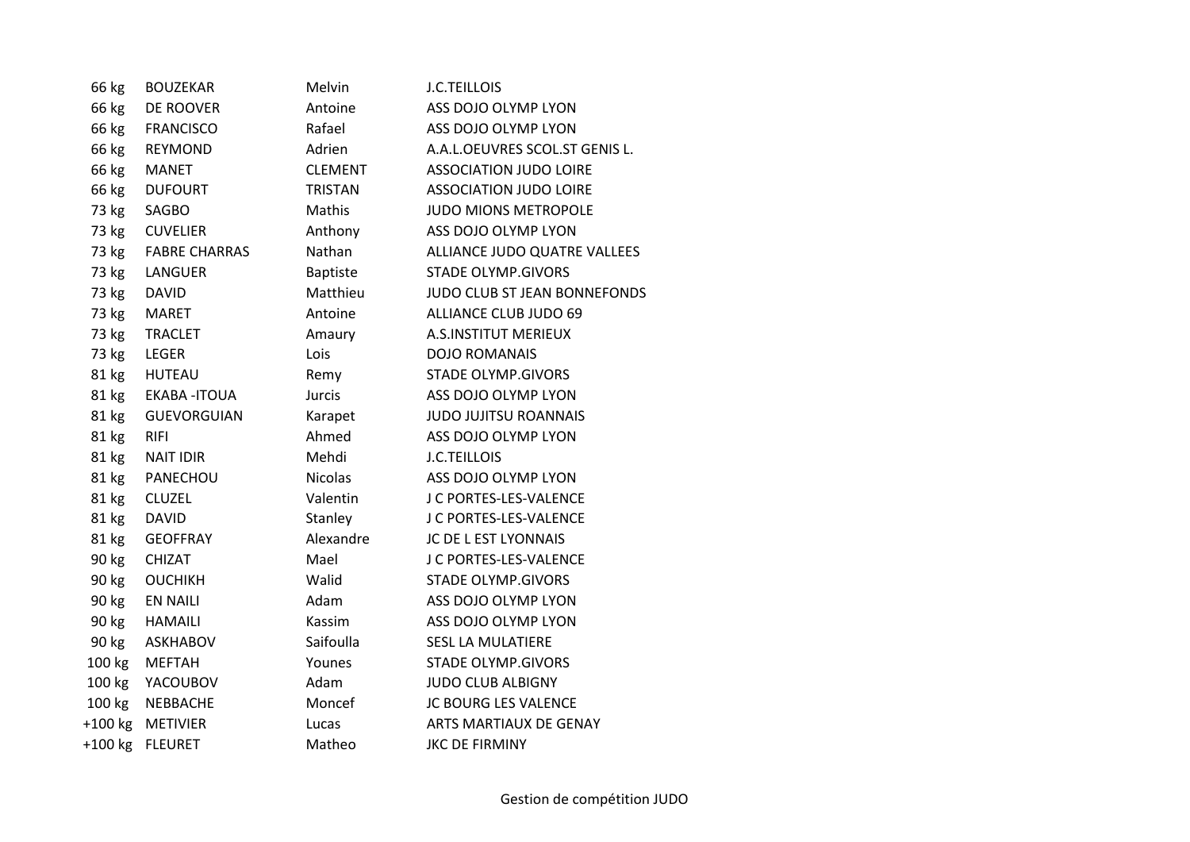| | | | |
|---|---|---|---|
| 66 kg | BOUZEKAR | Melvin | J.C.TEILLOIS |
| 66 kg | DE ROOVER | Antoine | ASS DOJO OLYMP LYON |
| 66 kg | FRANCISCO | Rafael | ASS DOJO OLYMP LYON |
| 66 kg | REYMOND | Adrien | A.A.L.OEUVRES SCOL.ST GENIS L. |
| 66 kg | MANET | CLEMENT | ASSOCIATION JUDO LOIRE |
| 66 kg | DUFOURT | TRISTAN | ASSOCIATION JUDO LOIRE |
| 73 kg | SAGBO | Mathis | JUDO MIONS METROPOLE |
| 73 kg | CUVELIER | Anthony | ASS DOJO OLYMP LYON |
| 73 kg | FABRE CHARRAS | Nathan | ALLIANCE JUDO QUATRE VALLEES |
| 73 kg | LANGUER | Baptiste | STADE OLYMP.GIVORS |
| 73 kg | DAVID | Matthieu | JUDO CLUB ST JEAN BONNEFONDS |
| 73 kg | MARET | Antoine | ALLIANCE CLUB JUDO 69 |
| 73 kg | TRACLET | Amaury | A.S.INSTITUT MERIEUX |
| 73 kg | LEGER | Lois | DOJO ROMANAIS |
| 81 kg | HUTEAU | Remy | STADE OLYMP.GIVORS |
| 81 kg | EKABA -ITOUA | Jurcis | ASS DOJO OLYMP LYON |
| 81 kg | GUEVORGUIAN | Karapet | JUDO JUJITSU ROANNAIS |
| 81 kg | RIFI | Ahmed | ASS DOJO OLYMP LYON |
| 81 kg | NAIT IDIR | Mehdi | J.C.TEILLOIS |
| 81 kg | PANECHOU | Nicolas | ASS DOJO OLYMP LYON |
| 81 kg | CLUZEL | Valentin | J C PORTES-LES-VALENCE |
| 81 kg | DAVID | Stanley | J C PORTES-LES-VALENCE |
| 81 kg | GEOFFRAY | Alexandre | JC DE L EST LYONNAIS |
| 90 kg | CHIZAT | Mael | J C PORTES-LES-VALENCE |
| 90 kg | OUCHIKH | Walid | STADE OLYMP.GIVORS |
| 90 kg | EN NAILI | Adam | ASS DOJO OLYMP LYON |
| 90 kg | HAMAILI | Kassim | ASS DOJO OLYMP LYON |
| 90 kg | ASKHABOV | Saifoulla | SESL LA MULATIERE |
| 100 kg | MEFTAH | Younes | STADE OLYMP.GIVORS |
| 100 kg | YACOUBOV | Adam | JUDO CLUB ALBIGNY |
| 100 kg | NEBBACHE | Moncef | JC BOURG LES VALENCE |
| +100 kg | METIVIER | Lucas | ARTS MARTIAUX DE GENAY |
| +100 kg | FLEURET | Matheo | JKC DE FIRMINY |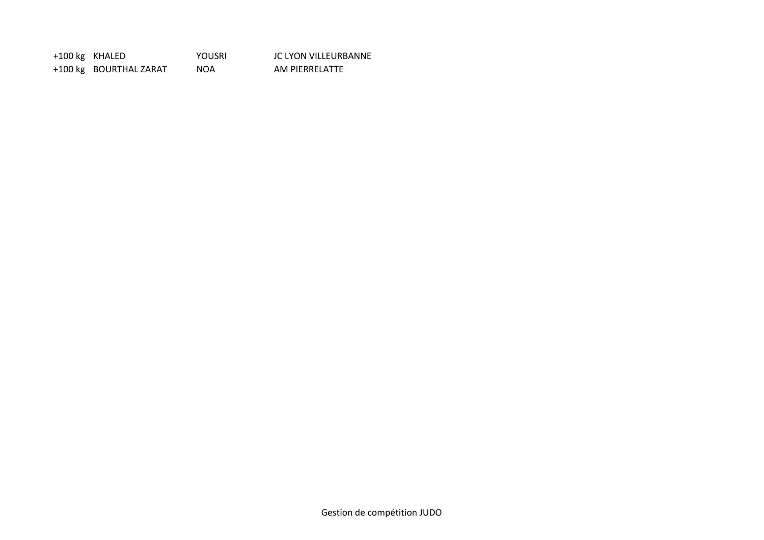| | | | |
|---|---|---|---|
| +100 kg | KHALED | YOUSRI | JC LYON VILLEURBANNE |
| +100 kg | BOURTHAL ZARAT | NOA | AM PIERRELATTE |